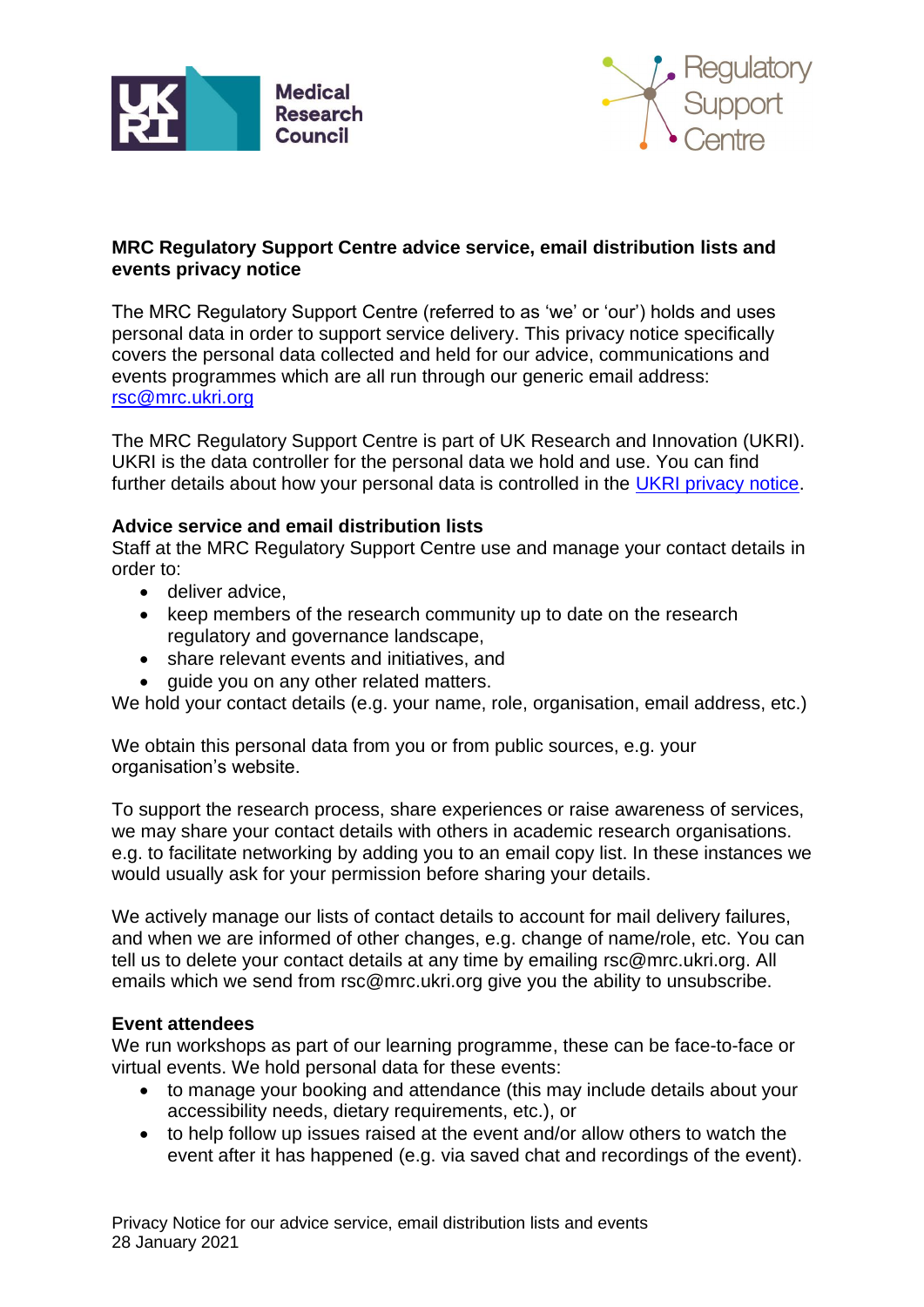**MRC Regulatory Support Centre advice service, email distribution lists and events privacy notice**

The MRC Regulatory Support Centre (referred to as 'we' or 'our') holds and uses personal data in order to support service delivery. This privacy notice specifically covers the personal data collected and held for our advice, communications and events programmes which are all run through our generic email address: rsc@mrc.ukri.org

The MRC Regulatory Support Centre is part of UK Research and Innovation (UKRI). UKRI is the data controller for the personal data we hold and use. You can find further details about how your personal data is controlled in the UKRI privacy notice.

**Advice service and email distribution lists**

Staff at the MRC Regulatory Support Centre use and manage your contact details in order to:

- deliver advice,
- keep members of the research community up to date on the research regulatory and governance landscape,
- share relevant events and initiatives, and
- guide you on any other related matters.

We hold your contact details (e.g. your name, role, organisation, email address, etc.)

We obtain this personal data from you or from public sources, e.g. your organisation's website.

To support the research process, share experiences or raise awareness of services, we may share your contact details with others in academic research organisations. e.g. to facilitate networking by adding you to an email copy list. In these instances we would usually ask for your permission before sharing your details.

We actively manage our lists of contact details to account for mail delivery failures, and when we are informed of other changes, e.g. change of name/role, etc. You can tell us to delete your contact details at any time by emailing rsc@mrc.ukri.org. All emails which we send from rsc@mrc.ukri.org give you the ability to unsubscribe.

**Event attendees**

We run workshops as part of our learning programme, these can be face-to-face or virtual events. We hold personal data for these events:

- to manage your booking and attendance (this may include details about your accessibility needs, dietary requirements, etc.), or
- to help follow up issues raised at the event and/or allow others to watch the event after it has happened (e.g. via saved chat and recordings of the event).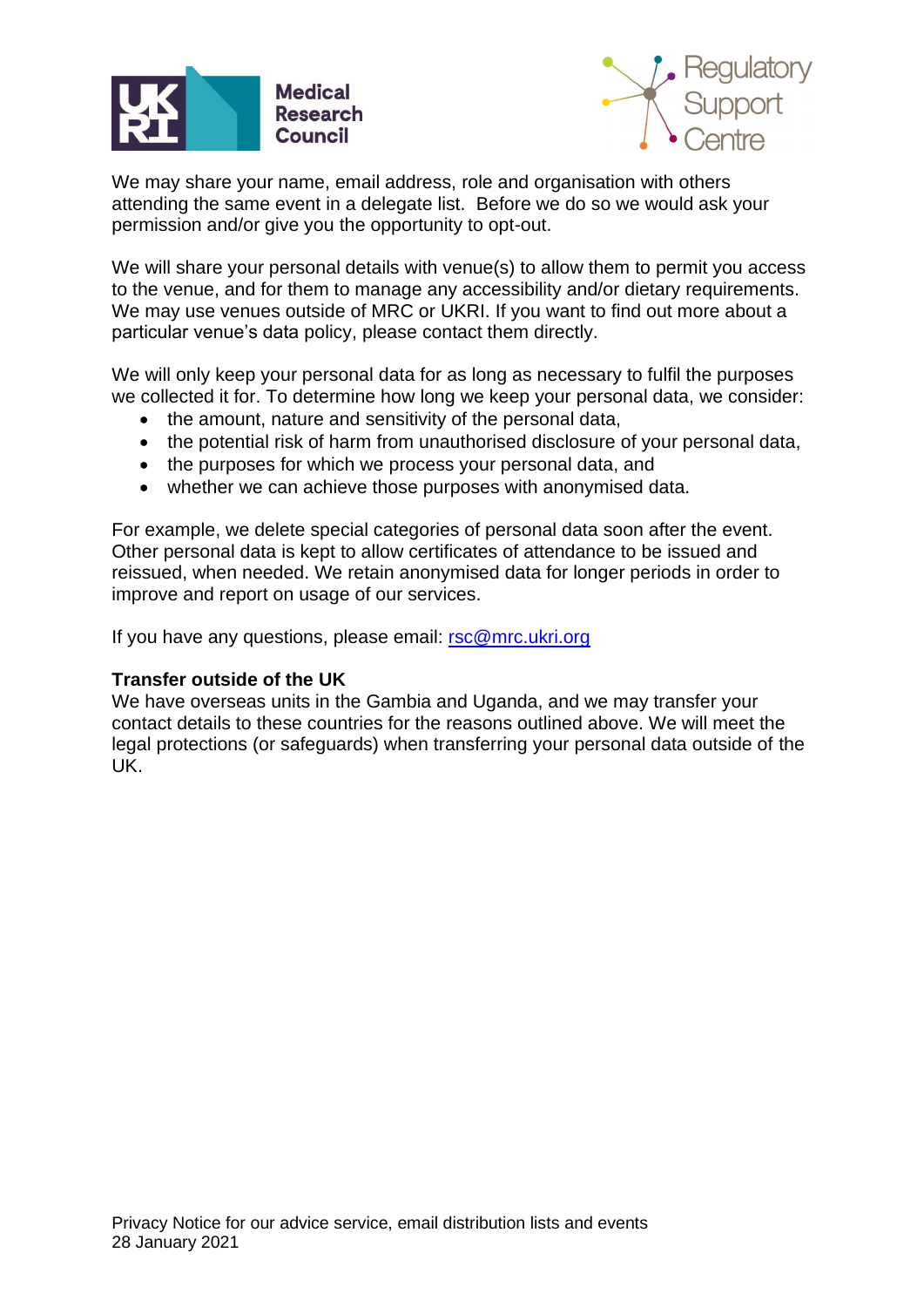We may share your name, email address, role and organisation with others attending the same event in a delegate list.  Before we do so we would ask your permission and/or give you the opportunity to opt-out.

We will share your personal details with venue(s) to allow them to permit you access to the venue, and for them to manage any accessibility and/or dietary requirements. We may use venues outside of MRC or UKRI. If you want to find out more about a particular venue's data policy, please contact them directly.

We will only keep your personal data for as long as necessary to fulfil the purposes we collected it for. To determine how long we keep your personal data, we consider:

- the amount, nature and sensitivity of the personal data,
- the potential risk of harm from unauthorised disclosure of your personal data,
- the purposes for which we process your personal data, and
- whether we can achieve those purposes with anonymised data.

For example, we delete special categories of personal data soon after the event. Other personal data is kept to allow certificates of attendance to be issued and reissued, when needed. We retain anonymised data for longer periods in order to improve and report on usage of our services.

If you have any questions, please email: rsc@mrc.ukri.org

**Transfer outside of the UK**

We have overseas units in the Gambia and Uganda, and we may transfer your contact details to these countries for the reasons outlined above. We will meet the legal protections (or safeguards) when transferring your personal data outside of the UK.